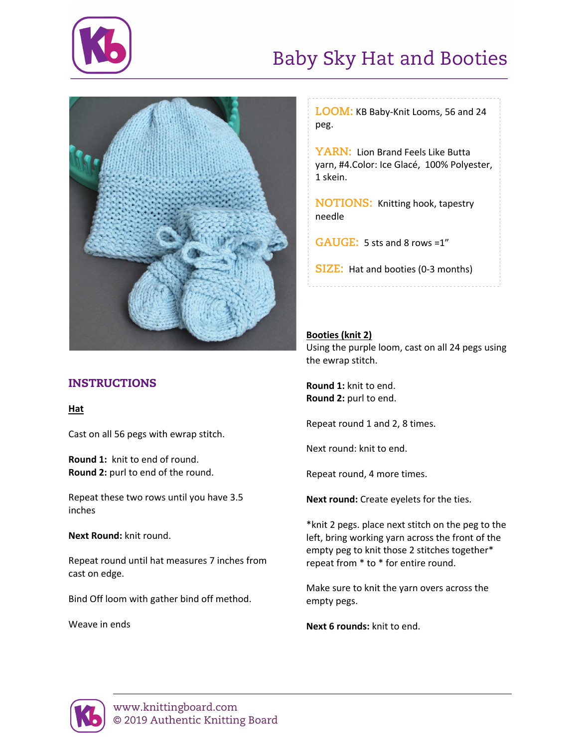# Baby Sky Hat and Booties

**LOOM:** KB Baby-Knit Looms, 56 and 24 peg.

**YARN:** Lion Brand Feels Like Butta yarn, #4.Color: Ice Glacé, 100% Polyester, 1 skein.

**NOTIONS:** Knitting hook, tapestry needle

**GAUGE:** 5 sts and 8 rows =1"

**SIZE:** Hat and booties (0-3 months)

## INSTRUCTIONS

**Hat**

Cast on all 56 pegs with ewrap stitch.

**Round 1:** knit to end of round.
**Round 2:** purl to end of the round.

Repeat these two rows until you have 3.5 inches

**Next Round:** knit round.

Repeat round until hat measures 7 inches from cast on edge.

Bind Off loom with gather bind off method.

Weave in ends

**Booties (knit 2)**

Using the purple loom, cast on all 24 pegs using the ewrap stitch.

**Round 1:** knit to end.
**Round 2:** purl to end.

Repeat round 1 and 2, 8 times.

Next round: knit to end.

Repeat round, 4 more times.

**Next round:** Create eyelets for the ties.

*knit 2 pegs. place next stitch on the peg to the left, bring working yarn across the front of the empty peg to knit those 2 stitches together* repeat from * to * for entire round.

Make sure to knit the yarn overs across the empty pegs.

**Next 6 rounds:** knit to end.

www.knittingboard.com
© 2019 Authentic Knitting Board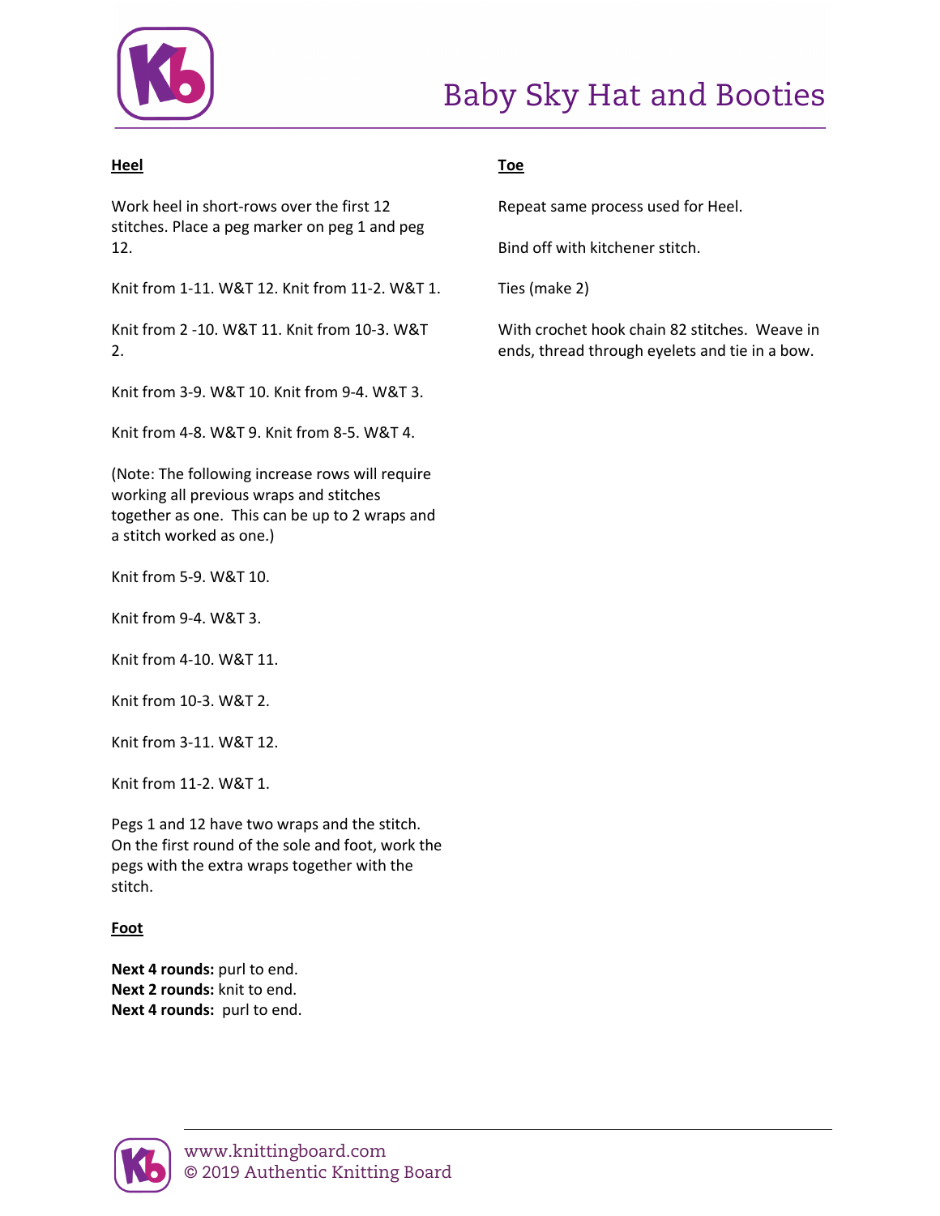**Heel**

Work heel in short-rows over the first 12 stitches. Place a peg marker on peg 1 and peg 12.

Knit from 1-11. W&T 12. Knit from 11-2. W&T 1.

Knit from 2 -10. W&T 11. Knit from 10-3. W&T 2.

Knit from 3-9. W&T 10. Knit from 9-4. W&T 3.

Knit from 4-8. W&T 9. Knit from 8-5. W&T 4.

(Note: The following increase rows will require working all previous wraps and stitches together as one. This can be up to 2 wraps and a stitch worked as one.)

Knit from 5-9. W&T 10.

Knit from 9-4. W&T 3.

Knit from 4-10. W&T 11.

Knit from 10-3. W&T 2.

Knit from 3-11. W&T 12.

Knit from 11-2. W&T 1.

Pegs 1 and 12 have two wraps and the stitch. On the first round of the sole and foot, work the pegs with the extra wraps together with the stitch.

**Foot**

**Next 4 rounds:** purl to end.
**Next 2 rounds:** knit to end.
**Next 4 rounds:** purl to end.

**Toe**

Repeat same process used for Heel.

Bind off with kitchener stitch.

Ties (make 2)

With crochet hook chain 82 stitches. Weave in ends, thread through eyelets and tie in a bow.